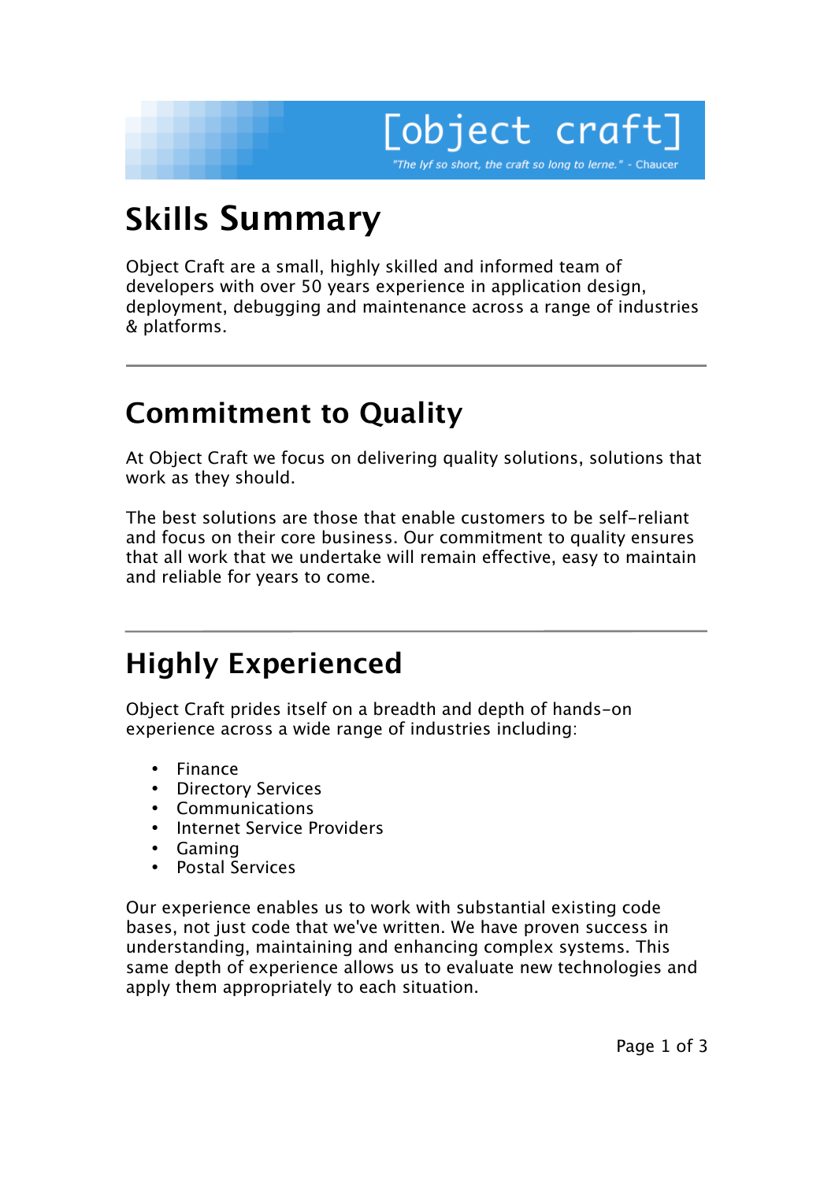[object craft]

*"The lyf so short, the craft so long to lerne." - Chaucer*

# Skills Summary

Object Craft are a small, highly skilled and informed team of developers with over 50 years experience in application design, deployment, debugging and maintenance across a range of industries & platforms.

---

## Commitment to Quality

At Object Craft we focus on delivering quality solutions, solutions that work as they should.

The best solutions are those that enable customers to be self-reliant and focus on their core business. Our commitment to quality ensures that all work that we undertake will remain effective, easy to maintain and reliable for years to come.

---

## Highly Experienced

Object Craft prides itself on a breadth and depth of hands-on experience across a wide range of industries including:

- Finance
- Directory Services
- Communications
- Internet Service Providers
- Gaming
- Postal Services

Our experience enables us to work with substantial existing code bases, not just code that we've written. We have proven success in understanding, maintaining and enhancing complex systems. This same depth of experience allows us to evaluate new technologies and apply them appropriately to each situation.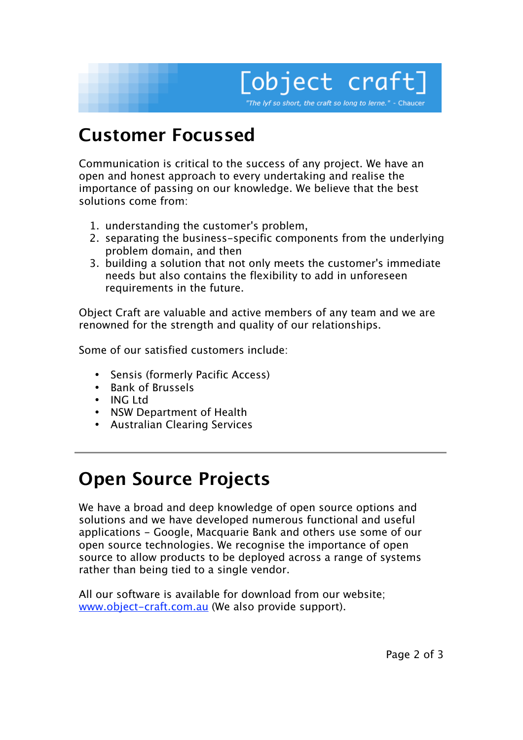## Customer Focussed

Communication is critical to the success of any project. We have an open and honest approach to every undertaking and realise the importance of passing on our knowledge. We believe that the best solutions come from:

1. understanding the customer's problem,
2. separating the business-specific components from the underlying problem domain, and then
3. building a solution that not only meets the customer's immediate needs but also contains the flexibility to add in unforeseen requirements in the future.

Object Craft are valuable and active members of any team and we are renowned for the strength and quality of our relationships.

Some of our satisfied customers include:

- Sensis (formerly Pacific Access)
- Bank of Brussels
- ING Ltd
- NSW Department of Health
- Australian Clearing Services

---

## Open Source Projects

We have a broad and deep knowledge of open source options and solutions and we have developed numerous functional and useful applications - Google, Macquarie Bank and others use some of our open source technologies. We recognise the importance of open source to allow products to be deployed across a range of systems rather than being tied to a single vendor.

All our software is available for download from our website; [www.object-craft.com.au](http://www.object-craft.com.au) (We also provide support).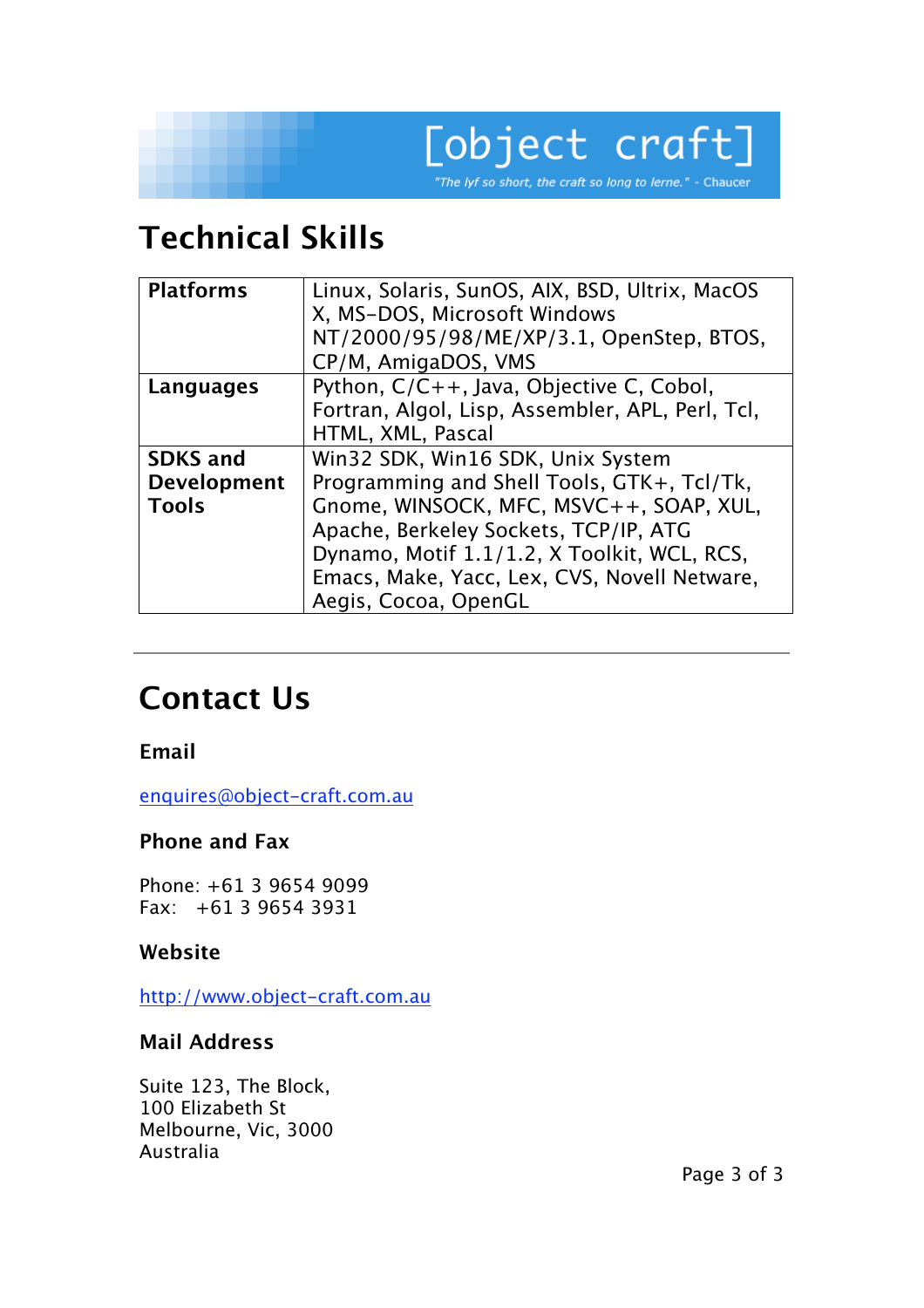[object craft]

*"The lyf so short, the craft so long to lerne." - Chaucer*

## Technical Skills

| | |
|---|---|
| **Platforms** | Linux, Solaris, SunOS, AIX, BSD, Ultrix, MacOS X, MS-DOS, Microsoft Windows NT/2000/95/98/ME/XP/3.1, OpenStep, BTOS, CP/M, AmigaDOS, VMS |
| **Languages** | Python, C/C++, Java, Objective C, Cobol, Fortran, Algol, Lisp, Assembler, APL, Perl, Tcl, HTML, XML, Pascal |
| **SDKS and Development Tools** | Win32 SDK, Win16 SDK, Unix System Programming and Shell Tools, GTK+, Tcl/Tk, Gnome, WINSOCK, MFC, MSVC++, SOAP, XUL, Apache, Berkeley Sockets, TCP/IP, ATG Dynamo, Motif 1.1/1.2, X Toolkit, WCL, RCS, Emacs, Make, Yacc, Lex, CVS, Novell Netware, Aegis, Cocoa, OpenGL |

---

## Contact Us

### Email

enquires@object-craft.com.au

### Phone and Fax

Phone: +61 3 9654 9099
Fax: +61 3 9654 3931

### Website

http://www.object-craft.com.au

### Mail Address

Suite 123, The Block,
100 Elizabeth St
Melbourne, Vic, 3000
Australia